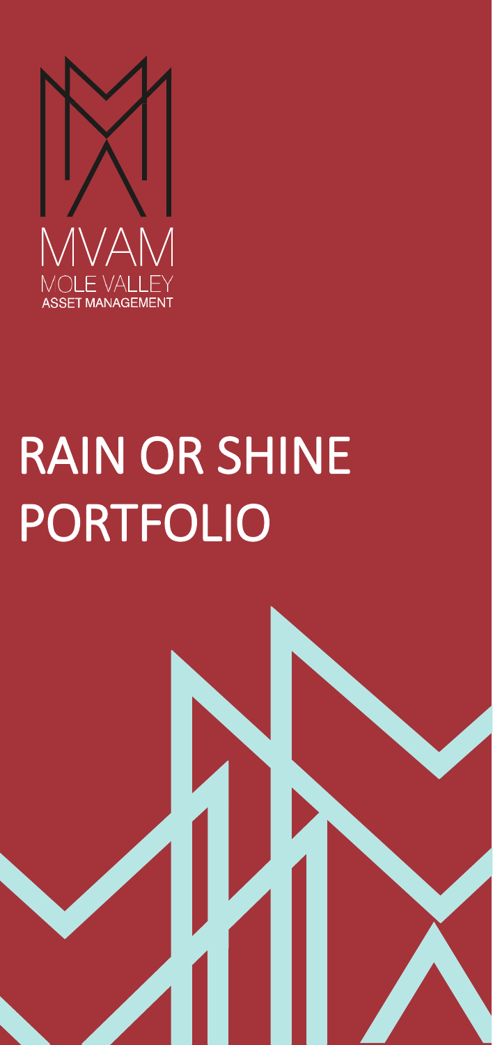MVAM

MOLE VALLEY

ASSET MANAGEMENT

# RAIN OR SHINE PORTFOLIO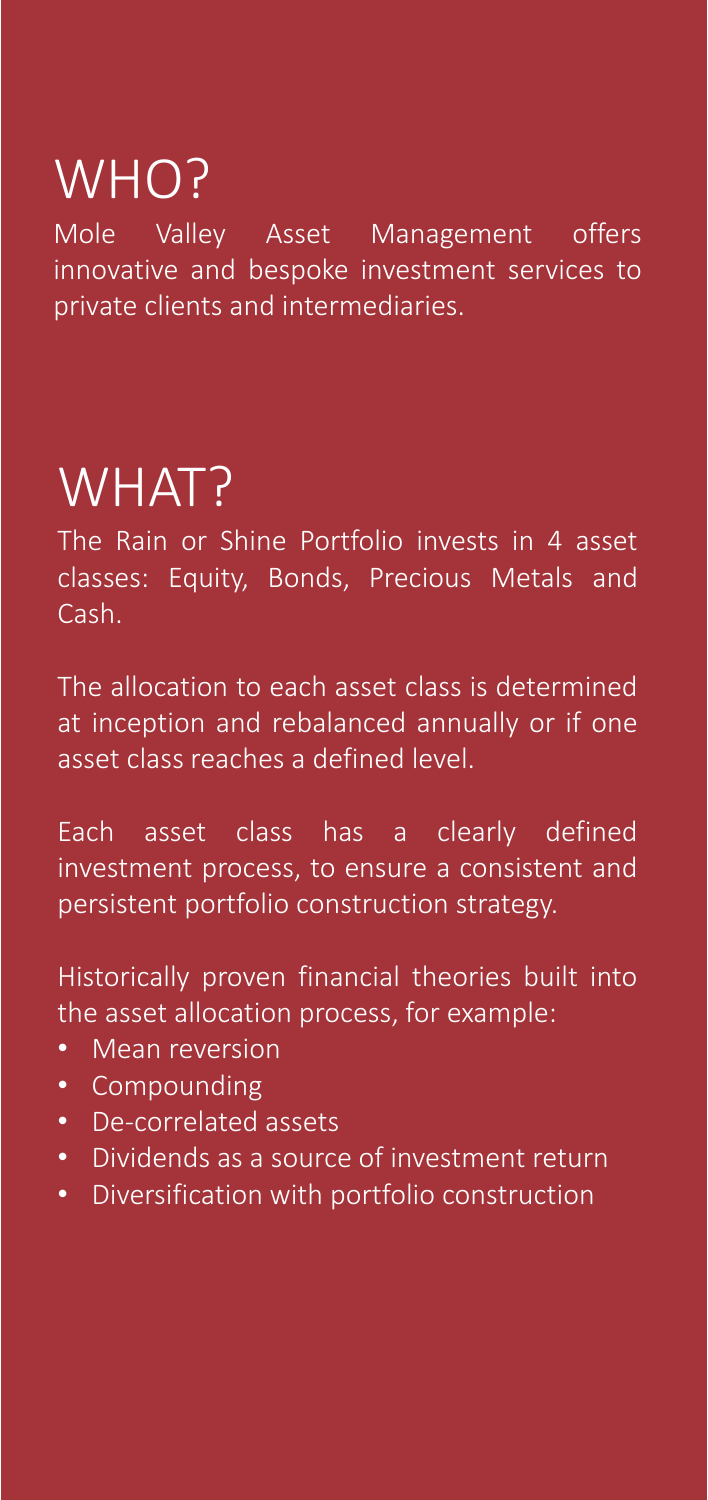# WHO?

Mole Valley Asset Management offers innovative and bespoke investment services to private clients and intermediaries.

# WHAT?

The Rain or Shine Portfolio invests in 4 asset classes: Equity, Bonds, Precious Metals and Cash.

The allocation to each asset class is determined at inception and rebalanced annually or if one asset class reaches a defined level.

Each asset class has a clearly defined investment process, to ensure a consistent and persistent portfolio construction strategy.

Historically proven financial theories built into the asset allocation process, for example:

- Mean reversion
- Compounding
- De-correlated assets
- Dividends as a source of investment return
- Diversification with portfolio construction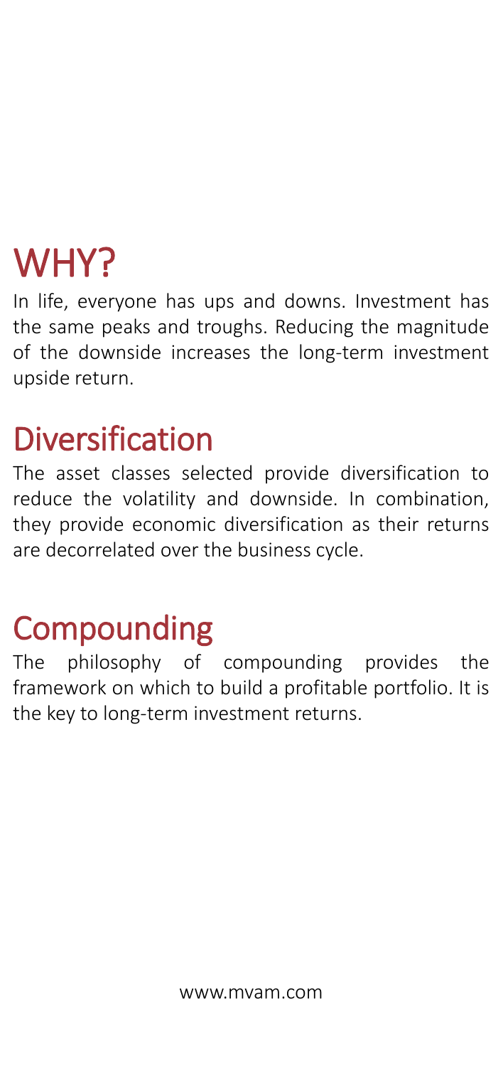# WHY?

In life, everyone has ups and downs. Investment has the same peaks and troughs. Reducing the magnitude of the downside increases the long-term investment upside return.

## Diversification

The asset classes selected provide diversification to reduce the volatility and downside. In combination, they provide economic diversification as their returns are decorrelated over the business cycle.

## Compounding

The philosophy of compounding provides the framework on which to build a profitable portfolio. It is the key to long-term investment returns.

www.mvam.com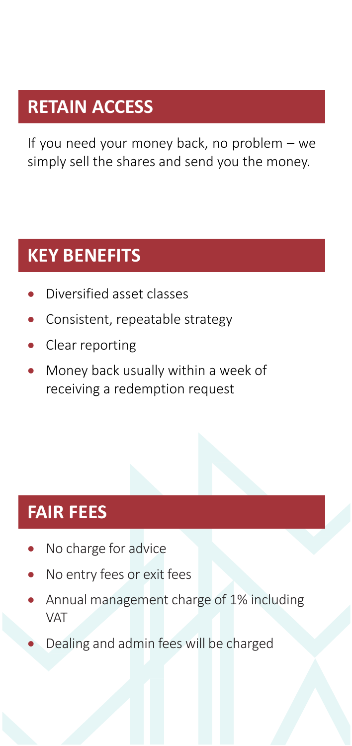## RETAIN ACCESS

If you need your money back, no problem – we simply sell the shares and send you the money.

## KEY BENEFITS

- Diversified asset classes
- Consistent, repeatable strategy
- Clear reporting
- Money back usually within a week of receiving a redemption request

## FAIR FEES

- No charge for advice
- No entry fees or exit fees
- Annual management charge of 1% including VAT
- Dealing and admin fees will be charged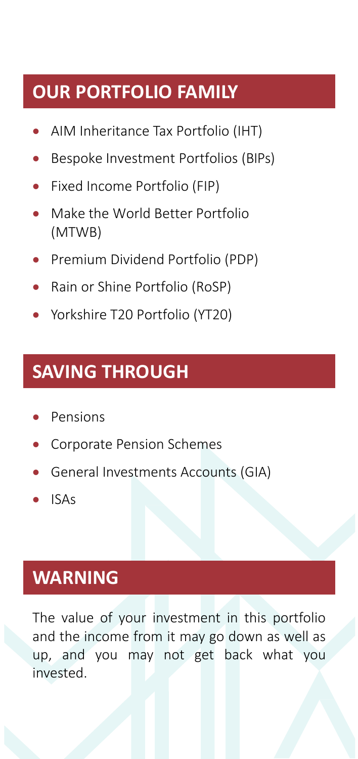## OUR PORTFOLIO FAMILY

- AIM Inheritance Tax Portfolio (IHT)
- Bespoke Investment Portfolios (BIPs)
- Fixed Income Portfolio (FIP)
- Make the World Better Portfolio (MTWB)
- Premium Dividend Portfolio (PDP)
- Rain or Shine Portfolio (RoSP)
- Yorkshire T20 Portfolio (YT20)

## SAVING THROUGH

- Pensions
- Corporate Pension Schemes
- General Investments Accounts (GIA)
- ISAs

## WARNING

The value of your investment in this portfolio and the income from it may go down as well as up, and you may not get back what you invested.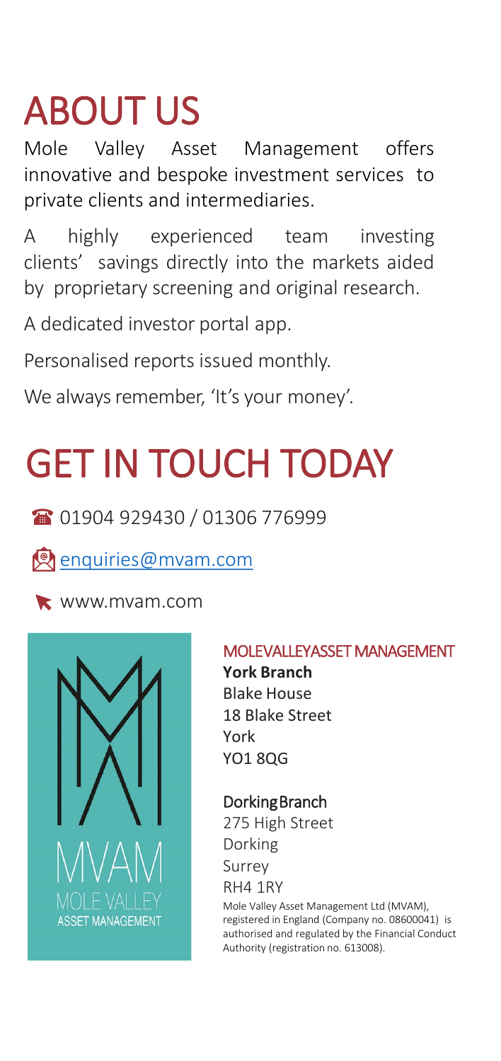# ABOUT US

Mole Valley Asset Management offers innovative and bespoke investment services to private clients and intermediaries.

A highly experienced team investing clients' savings directly into the markets aided by proprietary screening and original research.

A dedicated investor portal app.

Personalised reports issued monthly.

We always remember, 'It's your money'.

# GET IN TOUCH TODAY

01904 929430 / 01306 776999

enquiries@mvam.com

www.mvam.com

MOLEVALLEYASSET MANAGEMENT

**York Branch**
Blake House
18 Blake Street
York
YO1 8QG

Dorking Branch
275 High Street
Dorking
Surrey
RH4 1RY

Mole Valley Asset Management Ltd (MVAM), registered in England (Company no. 08600041) is authorised and regulated by the Financial Conduct Authority (registration no. 613008).